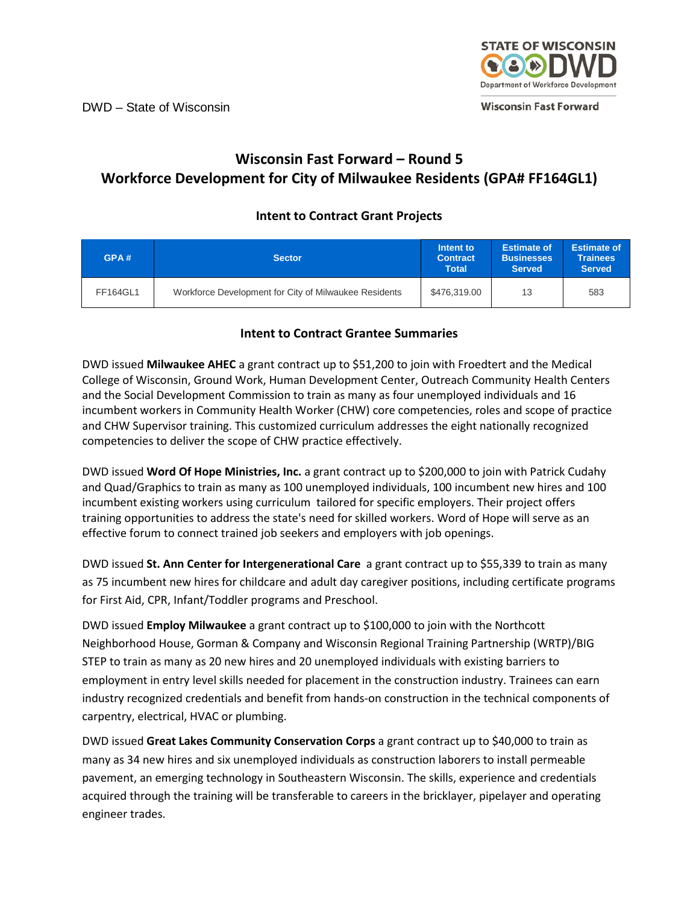DWD – State of Wisconsin

STATE OF WISCONSIN DWD Department of Workforce Development

Wisconsin Fast Forward

# Wisconsin Fast Forward – Round 5
# Workforce Development for City of Milwaukee Residents (GPA# FF164GL1)

## Intent to Contract Grant Projects

| GPA # | Sector | Intent to Contract Total | Estimate of Businesses Served | Estimate of Trainees Served |
|---|---|---|---|---|
| FF164GL1 | Workforce Development for City of Milwaukee Residents | $476,319.00 | 13 | 583 |

## Intent to Contract Grantee Summaries

DWD issued **Milwaukee AHEC** a grant contract up to $51,200 to join with Froedtert and the Medical College of Wisconsin, Ground Work, Human Development Center, Outreach Community Health Centers and the Social Development Commission to train as many as four unemployed individuals and 16 incumbent workers in Community Health Worker (CHW) core competencies, roles and scope of practice and CHW Supervisor training. This customized curriculum addresses the eight nationally recognized competencies to deliver the scope of CHW practice effectively.

DWD issued **Word Of Hope Ministries, Inc.** a grant contract up to $200,000 to join with Patrick Cudahy and Quad/Graphics to train as many as 100 unemployed individuals, 100 incumbent new hires and 100 incumbent existing workers using curriculum tailored for specific employers. Their project offers training opportunities to address the state's need for skilled workers. Word of Hope will serve as an effective forum to connect trained job seekers and employers with job openings.

DWD issued **St. Ann Center for Intergenerational Care** a grant contract up to $55,339 to train as many as 75 incumbent new hires for childcare and adult day caregiver positions, including certificate programs for First Aid, CPR, Infant/Toddler programs and Preschool.

DWD issued **Employ Milwaukee** a grant contract up to $100,000 to join with the Northcott Neighborhood House, Gorman & Company and Wisconsin Regional Training Partnership (WRTP)/BIG STEP to train as many as 20 new hires and 20 unemployed individuals with existing barriers to employment in entry level skills needed for placement in the construction industry. Trainees can earn industry recognized credentials and benefit from hands-on construction in the technical components of carpentry, electrical, HVAC or plumbing.

DWD issued **Great Lakes Community Conservation Corps** a grant contract up to $40,000 to train as many as 34 new hires and six unemployed individuals as construction laborers to install permeable pavement, an emerging technology in Southeastern Wisconsin. The skills, experience and credentials acquired through the training will be transferable to careers in the bricklayer, pipelayer and operating engineer trades.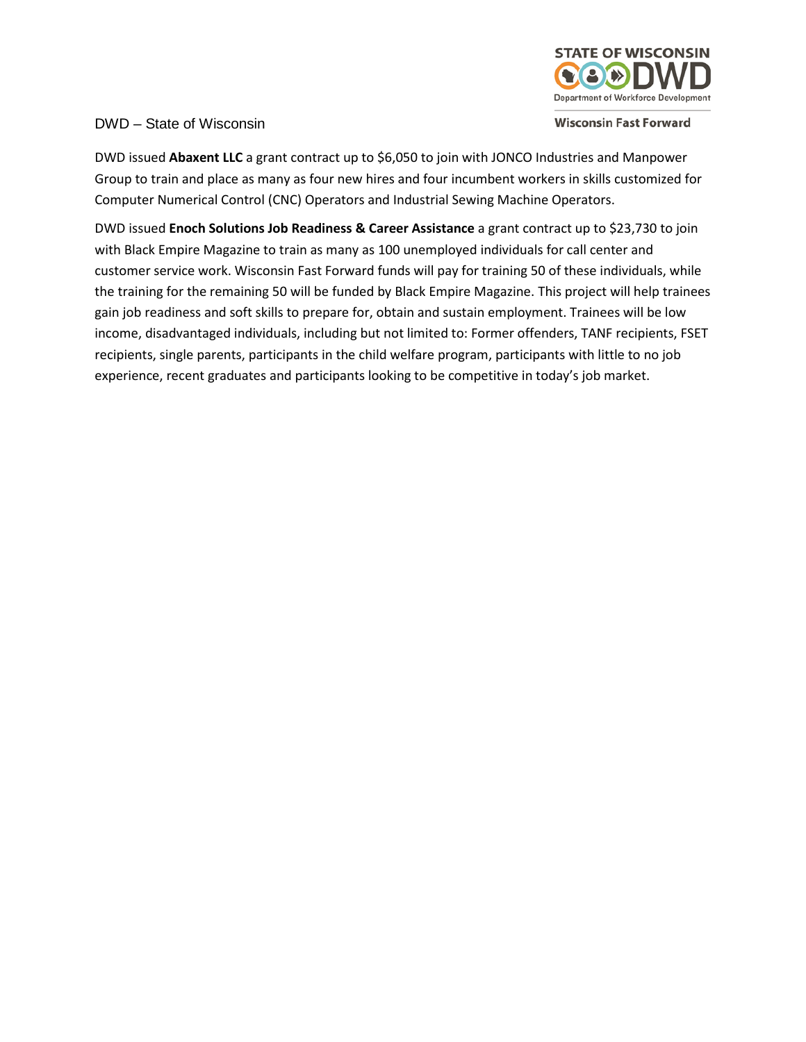DWD – State of Wisconsin

DWD issued **Abaxent LLC** a grant contract up to $6,050 to join with JONCO Industries and Manpower Group to train and place as many as four new hires and four incumbent workers in skills customized for Computer Numerical Control (CNC) Operators and Industrial Sewing Machine Operators.

DWD issued **Enoch Solutions Job Readiness & Career Assistance** a grant contract up to $23,730 to join with Black Empire Magazine to train as many as 100 unemployed individuals for call center and customer service work. Wisconsin Fast Forward funds will pay for training 50 of these individuals, while the training for the remaining 50 will be funded by Black Empire Magazine. This project will help trainees gain job readiness and soft skills to prepare for, obtain and sustain employment. Trainees will be low income, disadvantaged individuals, including but not limited to: Former offenders, TANF recipients, FSET recipients, single parents, participants in the child welfare program, participants with little to no job experience, recent graduates and participants looking to be competitive in today's job market.